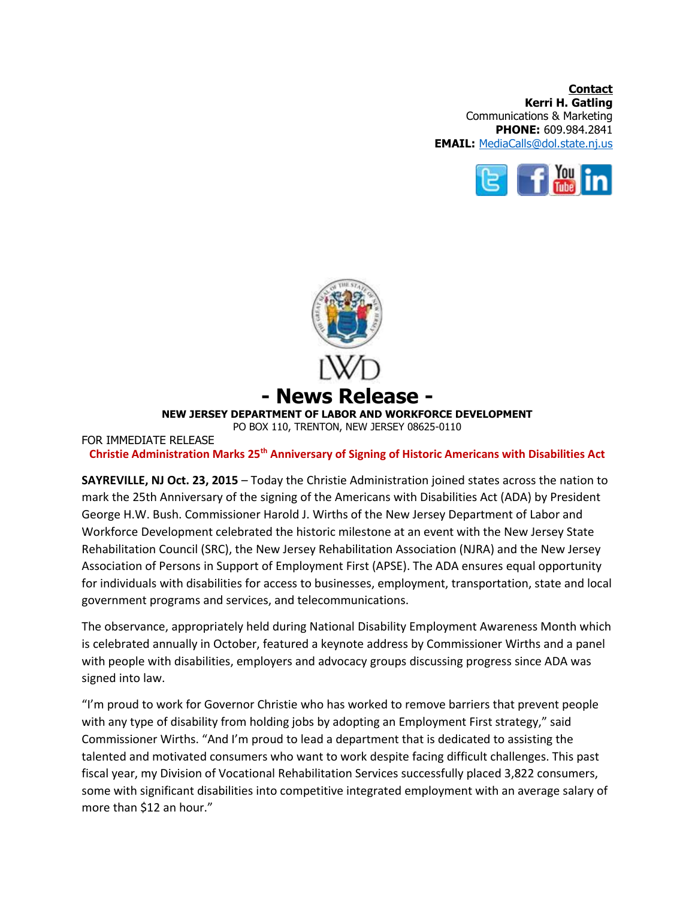**Contact**
**Kerri H. Gatling**
Communications & Marketing
**PHONE:** 609.984.2841
**EMAIL:** MediaCalls@dol.state.nj.us

LWD

# - News Release -

**NEW JERSEY DEPARTMENT OF LABOR AND WORKFORCE DEVELOPMENT**
PO BOX 110, TRENTON, NEW JERSEY 08625-0110

FOR IMMEDIATE RELEASE

## Christie Administration Marks 25th Anniversary of Signing of Historic Americans with Disabilities Act

**SAYREVILLE, NJ Oct. 23, 2015** – Today the Christie Administration joined states across the nation to mark the 25th Anniversary of the signing of the Americans with Disabilities Act (ADA) by President George H.W. Bush. Commissioner Harold J. Wirths of the New Jersey Department of Labor and Workforce Development celebrated the historic milestone at an event with the New Jersey State Rehabilitation Council (SRC), the New Jersey Rehabilitation Association (NJRA) and the New Jersey Association of Persons in Support of Employment First (APSE). The ADA ensures equal opportunity for individuals with disabilities for access to businesses, employment, transportation, state and local government programs and services, and telecommunications.

The observance, appropriately held during National Disability Employment Awareness Month which is celebrated annually in October, featured a keynote address by Commissioner Wirths and a panel with people with disabilities, employers and advocacy groups discussing progress since ADA was signed into law.

"I'm proud to work for Governor Christie who has worked to remove barriers that prevent people with any type of disability from holding jobs by adopting an Employment First strategy," said Commissioner Wirths. "And I'm proud to lead a department that is dedicated to assisting the talented and motivated consumers who want to work despite facing difficult challenges. This past fiscal year, my Division of Vocational Rehabilitation Services successfully placed 3,822 consumers, some with significant disabilities into competitive integrated employment with an average salary of more than $12 an hour."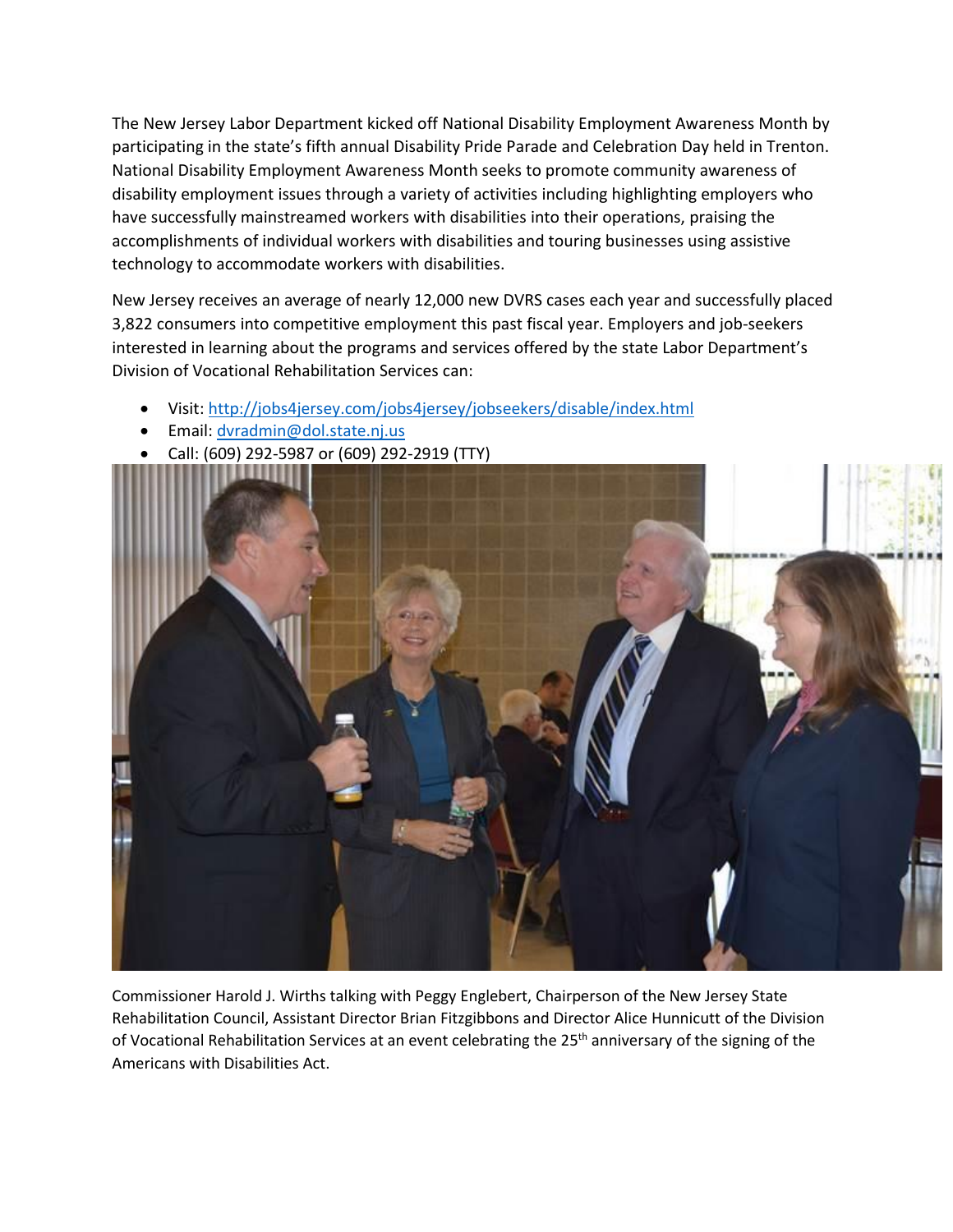The New Jersey Labor Department kicked off National Disability Employment Awareness Month by participating in the state's fifth annual Disability Pride Parade and Celebration Day held in Trenton. National Disability Employment Awareness Month seeks to promote community awareness of disability employment issues through a variety of activities including highlighting employers who have successfully mainstreamed workers with disabilities into their operations, praising the accomplishments of individual workers with disabilities and touring businesses using assistive technology to accommodate workers with disabilities.

New Jersey receives an average of nearly 12,000 new DVRS cases each year and successfully placed 3,822 consumers into competitive employment this past fiscal year. Employers and job-seekers interested in learning about the programs and services offered by the state Labor Department's Division of Vocational Rehabilitation Services can:

- Visit: http://jobs4jersey.com/jobs4jersey/jobseekers/disable/index.html
- Email: dvradmin@dol.state.nj.us
- Call: (609) 292-5987 or (609) 292-2919 (TTY)

Commissioner Harold J. Wirths talking with Peggy Englebert, Chairperson of the New Jersey State Rehabilitation Council, Assistant Director Brian Fitzgibbons and Director Alice Hunnicutt of the Division of Vocational Rehabilitation Services at an event celebrating the 25th anniversary of the signing of the Americans with Disabilities Act.